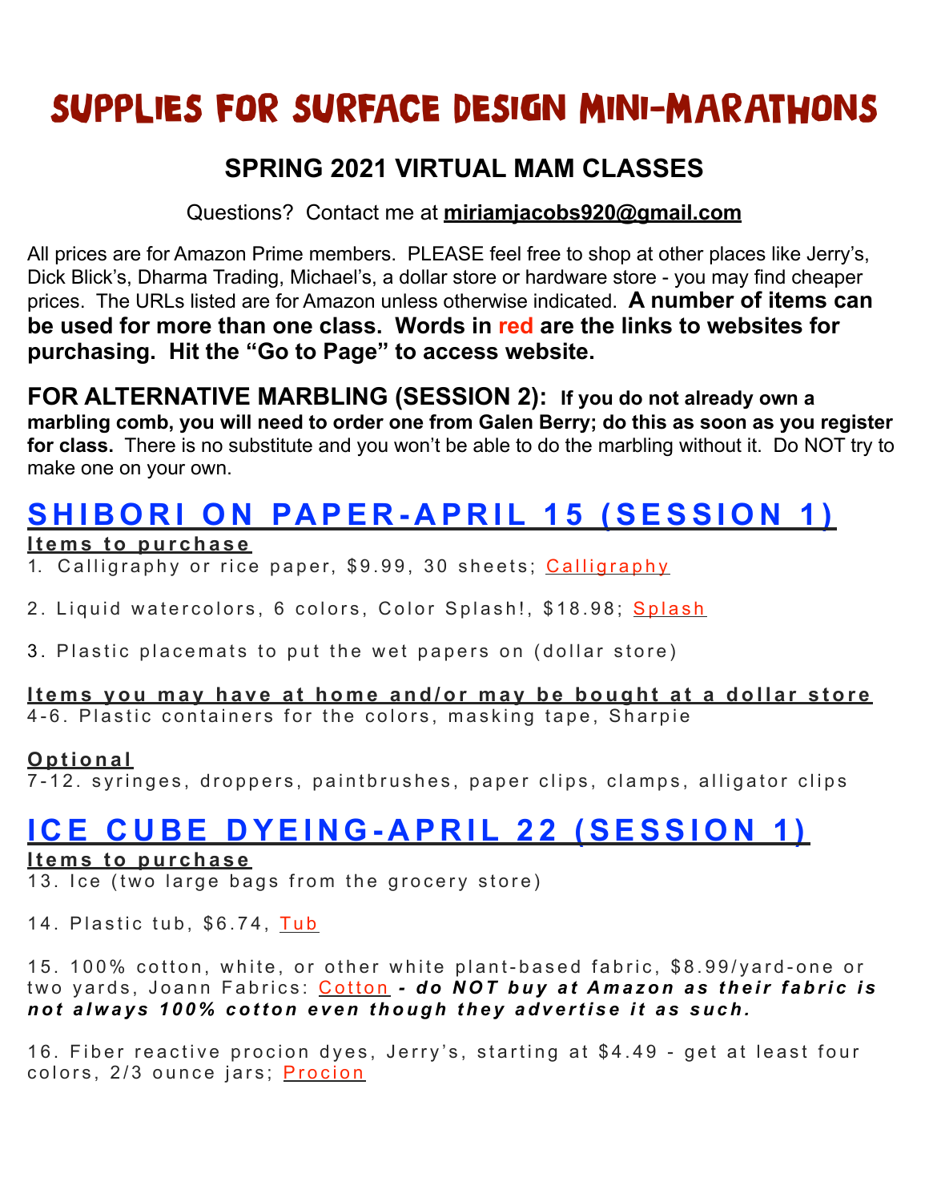# SUPPLIES FOR SURFACE DESIGN MINI-MARATHONS

## SPRING 2021 VIRTUAL MAM CLASSES

Questions? Contact me at **miriamjacobs920@gmail.com**

All prices are for Amazon Prime members. PLEASE feel free to shop at other places like Jerry's, Dick Blick's, Dharma Trading, Michael's, a dollar store or hardware store - you may find cheaper prices. The URLs listed are for Amazon unless otherwise indicated. **A number of items can be used for more than one class. Words in red are the links to websites for purchasing. Hit the "Go to Page" to access website.**

**FOR ALTERNATIVE MARBLING (SESSION 2): If you do not already own a marbling comb, you will need to order one from Galen Berry; do this as soon as you register for class.** There is no substitute and you won't be able to do the marbling without it. Do NOT try to make one on your own.

## SHIBORI ON PAPER-APRIL 15 (SESSION 1)

**Items to purchase**

1. Calligraphy or rice paper, $9.99, 30 sheets; Calligraphy

2. Liquid watercolors, 6 colors, Color Splash!, $18.98; Splash

3. Plastic placemats to put the wet papers on (dollar store)

**Items you may have at home and/or may be bought at a dollar store**

4-6. Plastic containers for the colors, masking tape, Sharpie

**Optional**

7-12. syringes, droppers, paintbrushes, paper clips, clamps, alligator clips

## ICE CUBE DYEING-APRIL 22 (SESSION 1)

**Items to purchase**

13. Ice (two large bags from the grocery store)

14. Plastic tub, $6.74, Tub

15. 100% cotton, white, or other white plant-based fabric, $8.99/yard-one or two yards, Joann Fabrics: Cotton ***- do NOT buy at Amazon as their fabric is not always 100% cotton even though they advertise it as such.***

16. Fiber reactive procion dyes, Jerry's, starting at $4.49 - get at least four colors, 2/3 ounce jars; Procion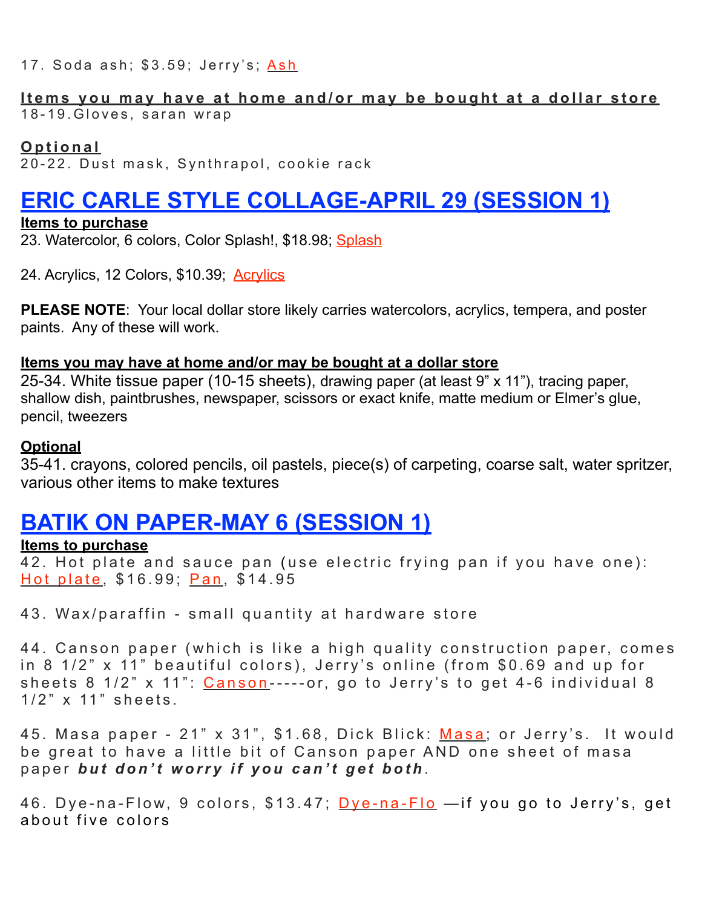17. Soda ash; $3.59; Jerry's; Ash

**Items you may have at home and/or may be bought at a dollar store**
18-19.Gloves, saran wrap

**Optional**
20-22. Dust mask, Synthrapol, cookie rack

## ERIC CARLE STYLE COLLAGE-APRIL 29 (SESSION 1)

**Items to purchase**
23. Watercolor, 6 colors, Color Splash!, $18.98; Splash

24. Acrylics, 12 Colors, $10.39; Acrylics

**PLEASE NOTE**: Your local dollar store likely carries watercolors, acrylics, tempera, and poster paints. Any of these will work.

**Items you may have at home and/or may be bought at a dollar store**
25-34. White tissue paper (10-15 sheets), drawing paper (at least 9" x 11"), tracing paper, shallow dish, paintbrushes, newspaper, scissors or exact knife, matte medium or Elmer's glue, pencil, tweezers

**Optional**
35-41. crayons, colored pencils, oil pastels, piece(s) of carpeting, coarse salt, water spritzer, various other items to make textures

## BATIK ON PAPER-MAY 6 (SESSION 1)

**Items to purchase**
42. Hot plate and sauce pan (use electric frying pan if you have one): Hot plate, $16.99; Pan, $14.95

43. Wax/paraffin - small quantity at hardware store

44. Canson paper (which is like a high quality construction paper, comes in 8 1/2" x 11" beautiful colors), Jerry's online (from $0.69 and up for sheets 8 1/2" x 11": Canson-----or, go to Jerry's to get 4-6 individual 8 1/2" x 11" sheets.

45. Masa paper - 21" x 31", $1.68, Dick Blick: Masa; or Jerry's. It would be great to have a little bit of Canson paper AND one sheet of masa paper ***but don't worry if you can't get both***.

46. Dye-na-Flow, 9 colors, $13.47; Dye-na-Flo —if you go to Jerry's, get about five colors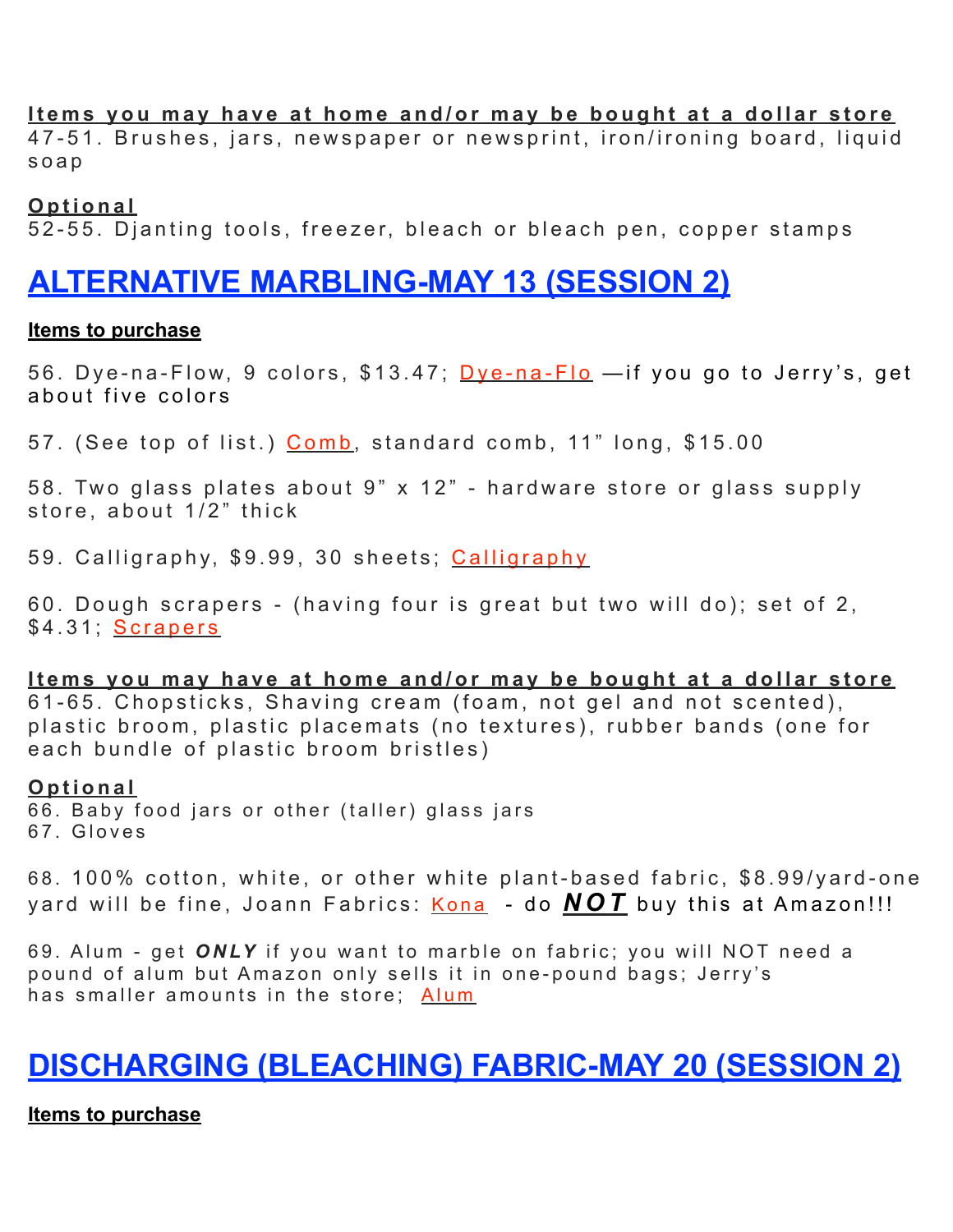**Items you may have at home and/or may be bought at a dollar store**
47-51. Brushes, jars, newspaper or newsprint, iron/ironing board, liquid soap

**Optional**
52-55. Djanting tools, freezer, bleach or bleach pen, copper stamps

## ALTERNATIVE MARBLING-MAY 13 (SESSION 2)

**Items to purchase**

56. Dye-na-Flow, 9 colors, $13.47; Dye-na-Flo —if you go to Jerry's, get about five colors

57. (See top of list.) Comb, standard comb, 11" long, $15.00

58. Two glass plates about 9" x 12" - hardware store or glass supply store, about 1/2" thick

59. Calligraphy, $9.99, 30 sheets; Calligraphy

60. Dough scrapers - (having four is great but two will do); set of 2, $4.31; Scrapers

**Items you may have at home and/or may be bought at a dollar store**
61-65. Chopsticks, Shaving cream (foam, not gel and not scented), plastic broom, plastic placemats (no textures), rubber bands (one for each bundle of plastic broom bristles)

**Optional**
66. Baby food jars or other (taller) glass jars
67. Gloves

68. 100% cotton, white, or other white plant-based fabric, $8.99/yard-one yard will be fine, Joann Fabrics: Kona - do ***NOT*** buy this at Amazon!!!

69. Alum - get ***ONLY*** if you want to marble on fabric; you will NOT need a pound of alum but Amazon only sells it in one-pound bags; Jerry's has smaller amounts in the store; Alum

## DISCHARGING (BLEACHING) FABRIC-MAY 20 (SESSION 2)

**Items to purchase**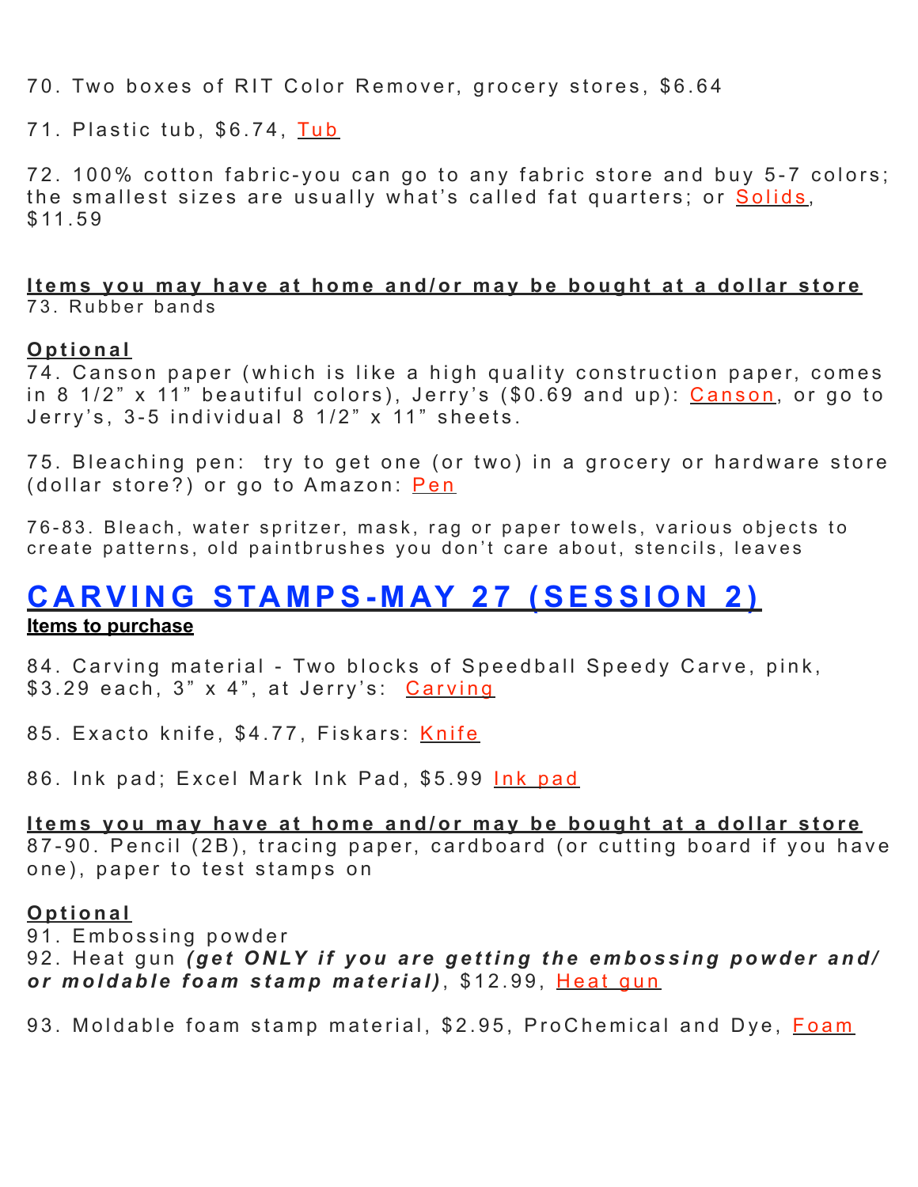70. Two boxes of RIT Color Remover, grocery stores, $6.64

71. Plastic tub, $6.74, Tub

72. 100% cotton fabric-you can go to any fabric store and buy 5-7 colors; the smallest sizes are usually what's called fat quarters; or Solids, $11.59

**Items you may have at home and/or may be bought at a dollar store**
73. Rubber bands

**Optional**
74. Canson paper (which is like a high quality construction paper, comes in 8 1/2" x 11" beautiful colors), Jerry's ($0.69 and up): Canson, or go to Jerry's, 3-5 individual 8 1/2" x 11" sheets.

75. Bleaching pen: try to get one (or two) in a grocery or hardware store (dollar store?) or go to Amazon: Pen

76-83. Bleach, water spritzer, mask, rag or paper towels, various objects to create patterns, old paintbrushes you don't care about, stencils, leaves

## CARVING STAMPS-MAY 27 (SESSION 2)

**Items to purchase**

84. Carving material - Two blocks of Speedball Speedy Carve, pink, $3.29 each, 3" x 4", at Jerry's: Carving

85. Exacto knife, $4.77, Fiskars: Knife

86. Ink pad; Excel Mark Ink Pad, $5.99 Ink pad

**Items you may have at home and/or may be bought at a dollar store**
87-90. Pencil (2B), tracing paper, cardboard (or cutting board if you have one), paper to test stamps on

**Optional**
91. Embossing powder
92. Heat gun ***(get ONLY if you are getting the embossing powder and/or moldable foam stamp material)***, $12.99, Heat gun

93. Moldable foam stamp material, $2.95, ProChemical and Dye, Foam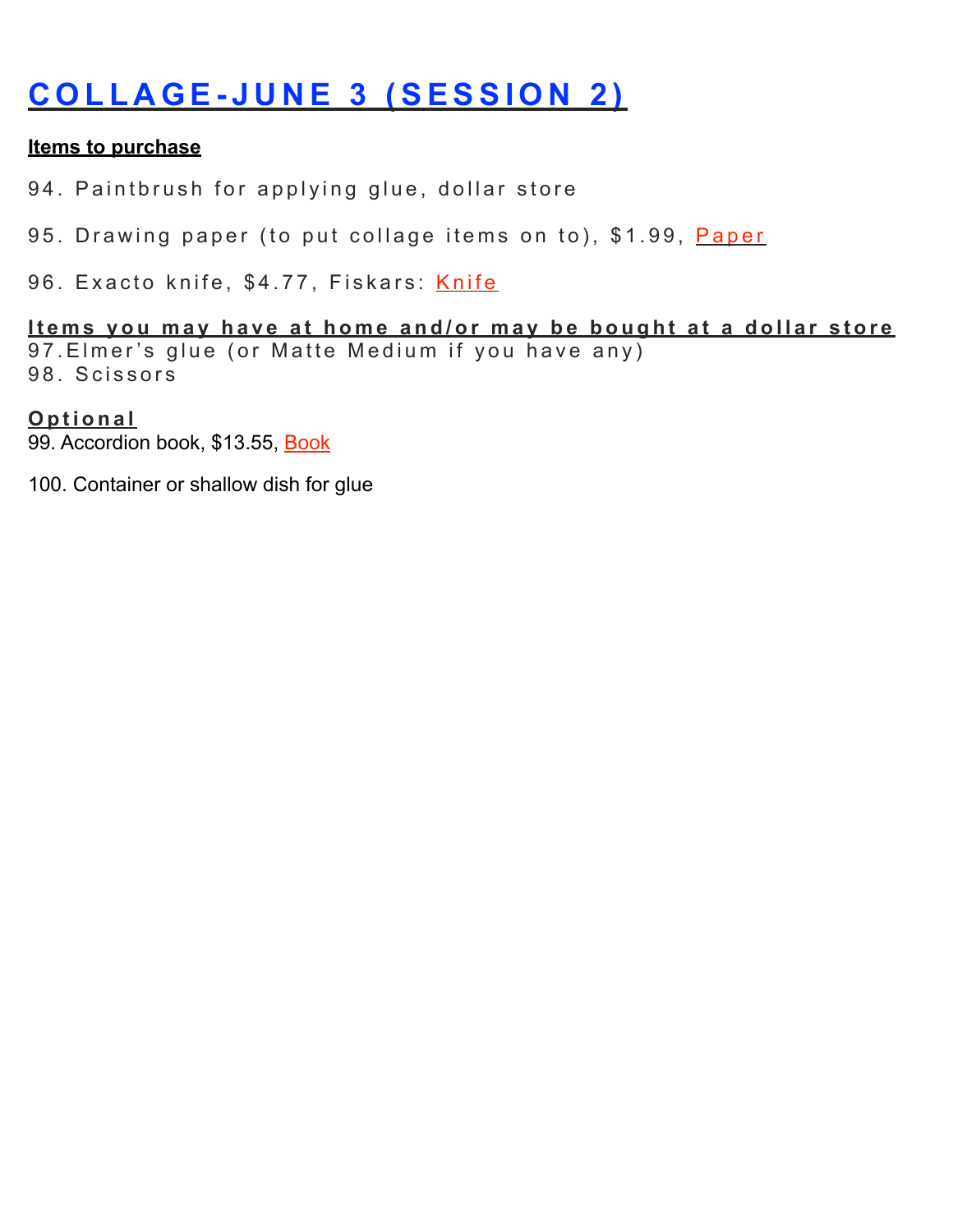# COLLAGE-JUNE 3 (SESSION 2)

**Items to purchase**

94. Paintbrush for applying glue, dollar store

95. Drawing paper (to put collage items on to), $1.99, Paper

96. Exacto knife, $4.77, Fiskars: Knife

**Items you may have at home and/or may be bought at a dollar store**

97. Elmer's glue (or Matte Medium if you have any)
98. Scissors

**Optional**

99. Accordion book, $13.55, Book

100. Container or shallow dish for glue